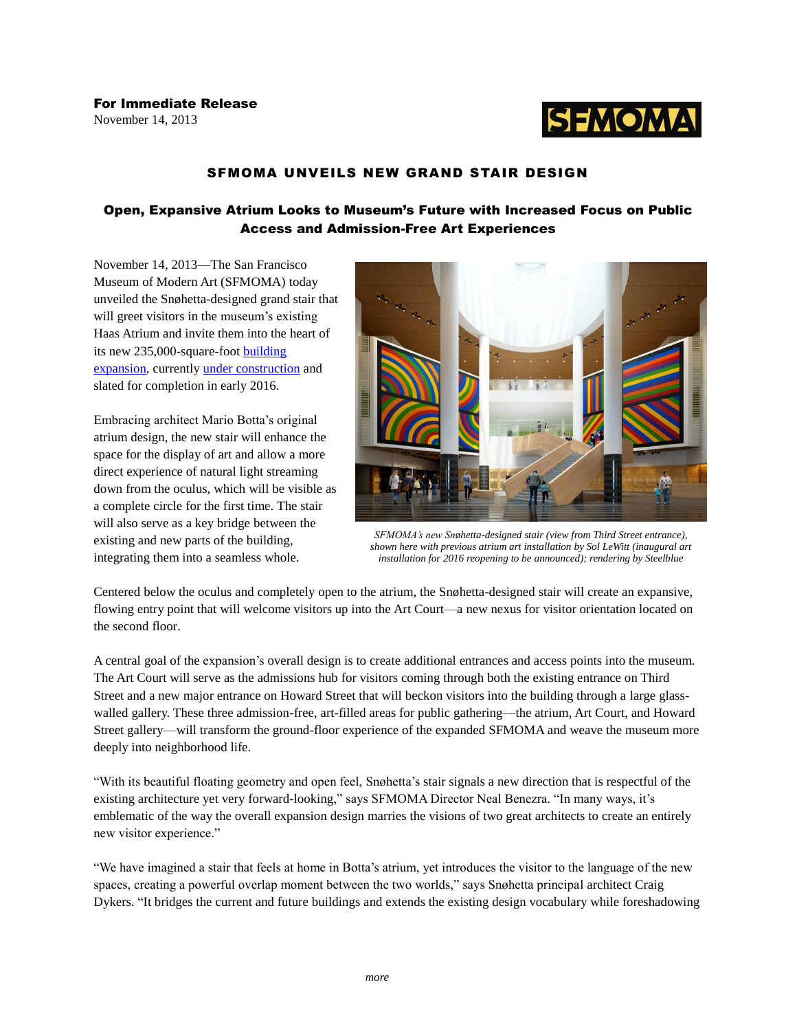**For Immediate Release**
November 14, 2013

# SFMOMA UNVEILS NEW GRAND STAIR DESIGN

## Open, Expansive Atrium Looks to Museum's Future with Increased Focus on Public Access and Admission-Free Art Experiences

November 14, 2013—The San Francisco Museum of Modern Art (SFMOMA) today unveiled the Snøhetta-designed grand stair that will greet visitors in the museum's existing Haas Atrium and invite them into the heart of its new 235,000-square-foot building expansion, currently under construction and slated for completion in early 2016.

Embracing architect Mario Botta's original atrium design, the new stair will enhance the space for the display of art and allow a more direct experience of natural light streaming down from the oculus, which will be visible as a complete circle for the first time. The stair will also serve as a key bridge between the existing and new parts of the building, integrating them into a seamless whole.

*SFMOMA's new Snøhetta-designed stair (view from Third Street entrance), shown here with previous atrium art installation by Sol LeWitt (inaugural art installation for 2016 reopening to be announced); rendering by Steelblue*

Centered below the oculus and completely open to the atrium, the Snøhetta-designed stair will create an expansive, flowing entry point that will welcome visitors up into the Art Court—a new nexus for visitor orientation located on the second floor.

A central goal of the expansion's overall design is to create additional entrances and access points into the museum. The Art Court will serve as the admissions hub for visitors coming through both the existing entrance on Third Street and a new major entrance on Howard Street that will beckon visitors into the building through a large glass-walled gallery. These three admission-free, art-filled areas for public gathering—the atrium, Art Court, and Howard Street gallery—will transform the ground-floor experience of the expanded SFMOMA and weave the museum more deeply into neighborhood life.

"With its beautiful floating geometry and open feel, Snøhetta's stair signals a new direction that is respectful of the existing architecture yet very forward-looking," says SFMOMA Director Neal Benezra. "In many ways, it's emblematic of the way the overall expansion design marries the visions of two great architects to create an entirely new visitor experience."

"We have imagined a stair that feels at home in Botta's atrium, yet introduces the visitor to the language of the new spaces, creating a powerful overlap moment between the two worlds," says Snøhetta principal architect Craig Dykers. "It bridges the current and future buildings and extends the existing design vocabulary while foreshadowing

*more*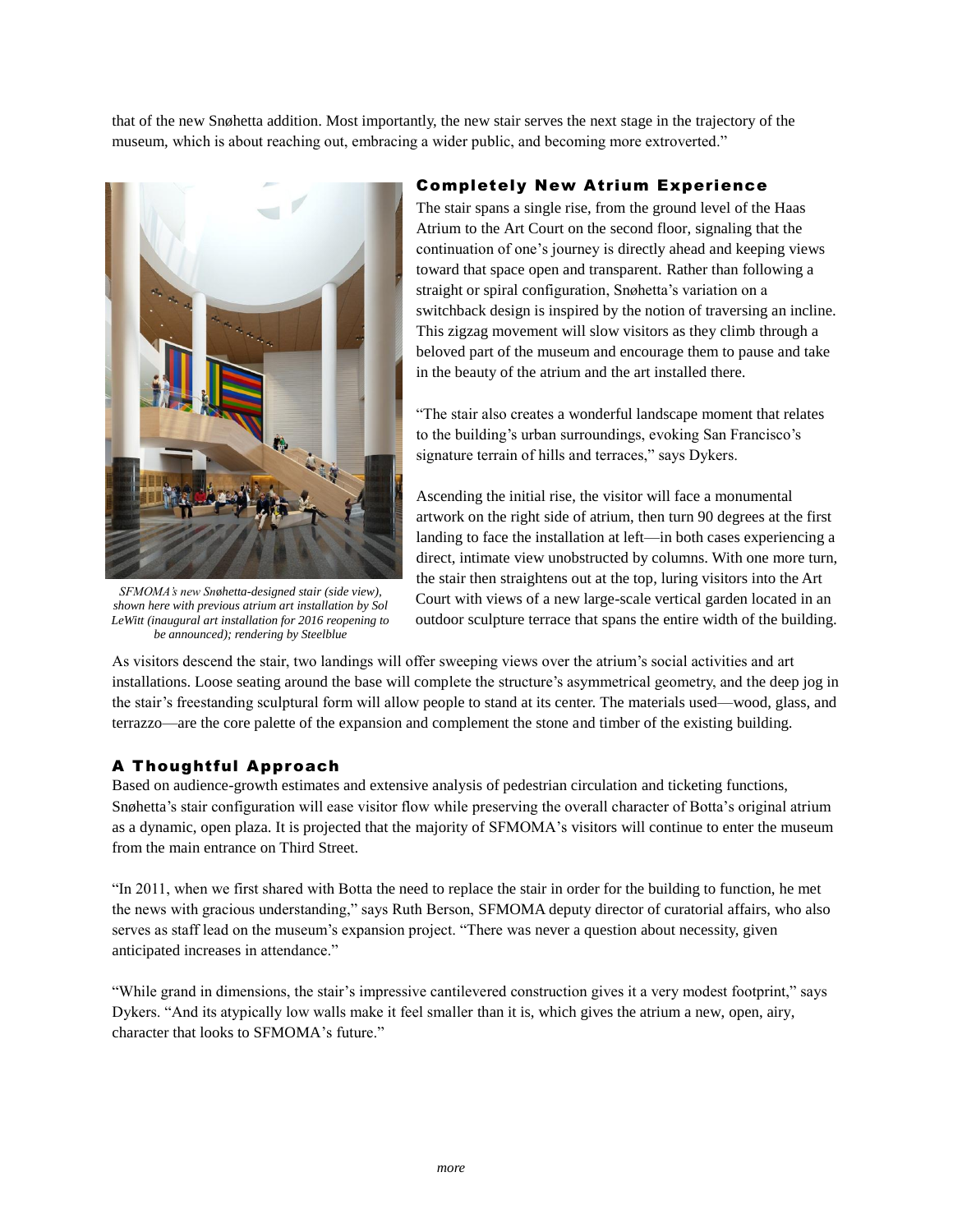that of the new Snøhetta addition. Most importantly, the new stair serves the next stage in the trajectory of the museum, which is about reaching out, embracing a wider public, and becoming more extroverted."

*SFMOMA's new Snøhetta-designed stair (side view), shown here with previous atrium art installation by Sol LeWitt (inaugural art installation for 2016 reopening to be announced); rendering by Steelblue*

## Completely New Atrium Experience

The stair spans a single rise, from the ground level of the Haas Atrium to the Art Court on the second floor, signaling that the continuation of one's journey is directly ahead and keeping views toward that space open and transparent. Rather than following a straight or spiral configuration, Snøhetta's variation on a switchback design is inspired by the notion of traversing an incline. This zigzag movement will slow visitors as they climb through a beloved part of the museum and encourage them to pause and take in the beauty of the atrium and the art installed there.

"The stair also creates a wonderful landscape moment that relates to the building's urban surroundings, evoking San Francisco's signature terrain of hills and terraces," says Dykers.

Ascending the initial rise, the visitor will face a monumental artwork on the right side of atrium, then turn 90 degrees at the first landing to face the installation at left—in both cases experiencing a direct, intimate view unobstructed by columns. With one more turn, the stair then straightens out at the top, luring visitors into the Art Court with views of a new large-scale vertical garden located in an outdoor sculpture terrace that spans the entire width of the building.

As visitors descend the stair, two landings will offer sweeping views over the atrium's social activities and art installations. Loose seating around the base will complete the structure's asymmetrical geometry, and the deep jog in the stair's freestanding sculptural form will allow people to stand at its center. The materials used—wood, glass, and terrazzo—are the core palette of the expansion and complement the stone and timber of the existing building.

## A Thoughtful Approach

Based on audience-growth estimates and extensive analysis of pedestrian circulation and ticketing functions, Snøhetta's stair configuration will ease visitor flow while preserving the overall character of Botta's original atrium as a dynamic, open plaza. It is projected that the majority of SFMOMA's visitors will continue to enter the museum from the main entrance on Third Street.

"In 2011, when we first shared with Botta the need to replace the stair in order for the building to function, he met the news with gracious understanding," says Ruth Berson, SFMOMA deputy director of curatorial affairs, who also serves as staff lead on the museum's expansion project. "There was never a question about necessity, given anticipated increases in attendance."

"While grand in dimensions, the stair's impressive cantilevered construction gives it a very modest footprint," says Dykers. "And its atypically low walls make it feel smaller than it is, which gives the atrium a new, open, airy, character that looks to SFMOMA's future."

*more*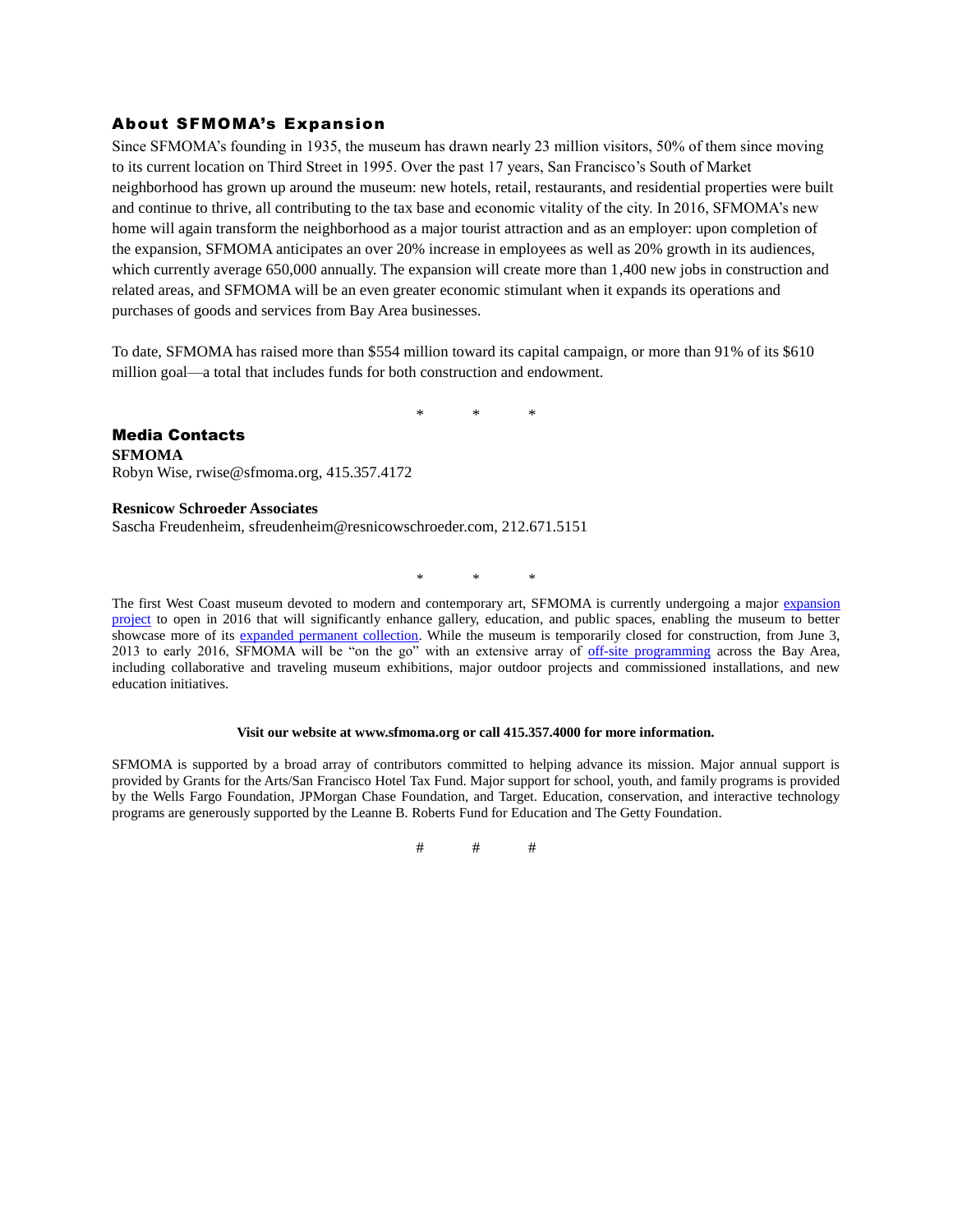## About SFMOMA's Expansion

Since SFMOMA's founding in 1935, the museum has drawn nearly 23 million visitors, 50% of them since moving to its current location on Third Street in 1995. Over the past 17 years, San Francisco's South of Market neighborhood has grown up around the museum: new hotels, retail, restaurants, and residential properties were built and continue to thrive, all contributing to the tax base and economic vitality of the city. In 2016, SFMOMA's new home will again transform the neighborhood as a major tourist attraction and as an employer: upon completion of the expansion, SFMOMA anticipates an over 20% increase in employees as well as 20% growth in its audiences, which currently average 650,000 annually. The expansion will create more than 1,400 new jobs in construction and related areas, and SFMOMA will be an even greater economic stimulant when it expands its operations and purchases of goods and services from Bay Area businesses.

To date, SFMOMA has raised more than $554 million toward its capital campaign, or more than 91% of its $610 million goal—a total that includes funds for both construction and endowment.

\* \* \*

## Media Contacts

**SFMOMA**
Robyn Wise, rwise@sfmoma.org, 415.357.4172

**Resnicow Schroeder Associates**
Sascha Freudenheim, sfreudenheim@resnicowschroeder.com, 212.671.5151

\* \* \*

The first West Coast museum devoted to modern and contemporary art, SFMOMA is currently undergoing a major expansion project to open in 2016 that will significantly enhance gallery, education, and public spaces, enabling the museum to better showcase more of its expanded permanent collection. While the museum is temporarily closed for construction, from June 3, 2013 to early 2016, SFMOMA will be "on the go" with an extensive array of off-site programming across the Bay Area, including collaborative and traveling museum exhibitions, major outdoor projects and commissioned installations, and new education initiatives.

**Visit our website at www.sfmoma.org or call 415.357.4000 for more information.**

SFMOMA is supported by a broad array of contributors committed to helping advance its mission. Major annual support is provided by Grants for the Arts/San Francisco Hotel Tax Fund. Major support for school, youth, and family programs is provided by the Wells Fargo Foundation, JPMorgan Chase Foundation, and Target. Education, conservation, and interactive technology programs are generously supported by the Leanne B. Roberts Fund for Education and The Getty Foundation.

\# \# \#